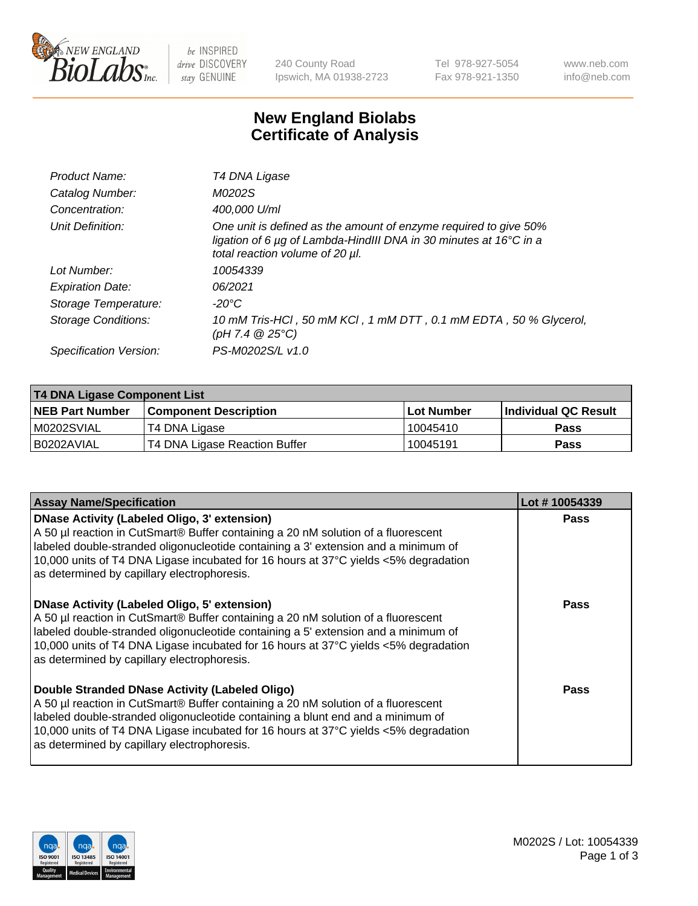New England Biolabs — be INSPIRED drive DISCOVERY stay GENUINE

240 County Road
Ipswich, MA 01938-2723

Tel 978-927-5054
Fax 978-921-1350

www.neb.com
info@neb.com

# New England Biolabs Certificate of Analysis

| | |
|---|---|
| *Product Name:* | *T4 DNA Ligase* |
| *Catalog Number:* | *M0202S* |
| *Concentration:* | *400,000 U/ml* |
| *Unit Definition:* | *One unit is defined as the amount of enzyme required to give 50% ligation of 6 µg of Lambda-HindIII DNA in 30 minutes at 16°C in a total reaction volume of 20 µl.* |
| *Lot Number:* | *10054339* |
| *Expiration Date:* | *06/2021* |
| *Storage Temperature:* | *-20°C* |
| *Storage Conditions:* | *10 mM Tris-HCl , 50 mM KCl , 1 mM DTT , 0.1 mM EDTA , 50 % Glycerol, (pH 7.4 @ 25°C)* |
| *Specification Version:* | *PS-M0202S/L v1.0* |

| **T4 DNA Ligase Component List** | | | |
|---|---|---|---|
| **NEB Part Number** | **Component Description** | **Lot Number** | **Individual QC Result** |
| M0202SVIAL | T4 DNA Ligase | 10045410 | **Pass** |
| B0202AVIAL | T4 DNA Ligase Reaction Buffer | 10045191 | **Pass** |

| **Assay Name/Specification** | **Lot # 10054339** |
|---|---|
| **DNase Activity (Labeled Oligo, 3' extension)** A 50 µl reaction in CutSmart® Buffer containing a 20 nM solution of a fluorescent labeled double-stranded oligonucleotide containing a 3' extension and a minimum of 10,000 units of T4 DNA Ligase incubated for 16 hours at 37°C yields <5% degradation as determined by capillary electrophoresis. | **Pass** |
| **DNase Activity (Labeled Oligo, 5' extension)** A 50 µl reaction in CutSmart® Buffer containing a 20 nM solution of a fluorescent labeled double-stranded oligonucleotide containing a 5' extension and a minimum of 10,000 units of T4 DNA Ligase incubated for 16 hours at 37°C yields <5% degradation as determined by capillary electrophoresis. | **Pass** |
| **Double Stranded DNase Activity (Labeled Oligo)** A 50 µl reaction in CutSmart® Buffer containing a 20 nM solution of a fluorescent labeled double-stranded oligonucleotide containing a blunt end and a minimum of 10,000 units of T4 DNA Ligase incubated for 16 hours at 37°C yields <5% degradation as determined by capillary electrophoresis. | **Pass** |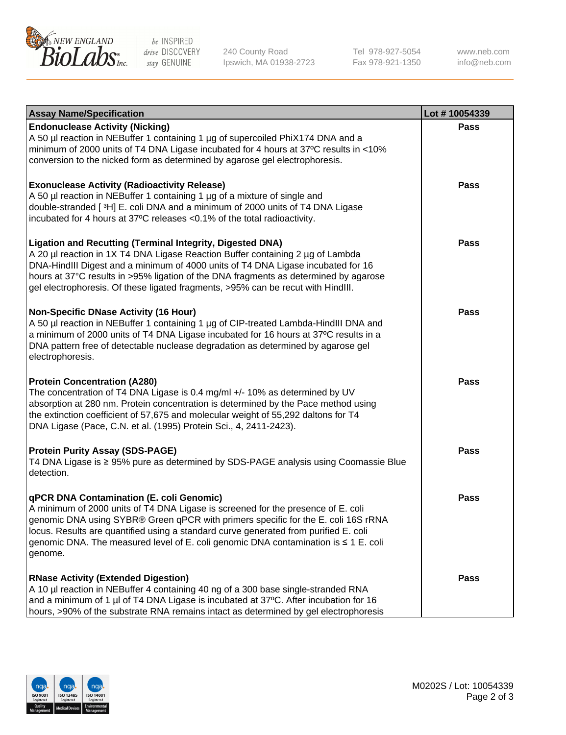| Assay Name/Specification | Lot # 10054339 |
| --- | --- |
| **Endonuclease Activity (Nicking)**<br>A 50 µl reaction in NEBuffer 1 containing 1 µg of supercoiled PhiX174 DNA and a minimum of 2000 units of T4 DNA Ligase incubated for 4 hours at 37ºC results in <10% conversion to the nicked form as determined by agarose gel electrophoresis. | Pass |
| **Exonuclease Activity (Radioactivity Release)**<br>A 50 µl reaction in NEBuffer 1 containing 1 µg of a mixture of single and double-stranded [ $^3$H] E. coli DNA and a minimum of 2000 units of T4 DNA Ligase incubated for 4 hours at 37ºC releases <0.1% of the total radioactivity. | Pass |
| **Ligation and Recutting (Terminal Integrity, Digested DNA)**<br>A 20 µl reaction in 1X T4 DNA Ligase Reaction Buffer containing 2 µg of Lambda DNA-HindIII Digest and a minimum of 4000 units of T4 DNA Ligase incubated for 16 hours at 37°C results in >95% ligation of the DNA fragments as determined by agarose gel electrophoresis. Of these ligated fragments, >95% can be recut with HindIII. | Pass |
| **Non-Specific DNase Activity (16 Hour)**<br>A 50 µl reaction in NEBuffer 1 containing 1 µg of CIP-treated Lambda-HindIII DNA and a minimum of 2000 units of T4 DNA Ligase incubated for 16 hours at 37ºC results in a DNA pattern free of detectable nuclease degradation as determined by agarose gel electrophoresis. | Pass |
| **Protein Concentration (A280)**<br>The concentration of T4 DNA Ligase is 0.4 mg/ml +/- 10% as determined by UV absorption at 280 nm. Protein concentration is determined by the Pace method using the extinction coefficient of 57,675 and molecular weight of 55,292 daltons for T4 DNA Ligase (Pace, C.N. et al. (1995) Protein Sci., 4, 2411-2423). | Pass |
| **Protein Purity Assay (SDS-PAGE)**<br>T4 DNA Ligase is ≥ 95% pure as determined by SDS-PAGE analysis using Coomassie Blue detection. | Pass |
| **qPCR DNA Contamination (E. coli Genomic)**<br>A minimum of 2000 units of T4 DNA Ligase is screened for the presence of E. coli genomic DNA using SYBR® Green qPCR with primers specific for the E. coli 16S rRNA locus. Results are quantified using a standard curve generated from purified E. coli genomic DNA. The measured level of E. coli genomic DNA contamination is ≤ 1 E. coli genome. | Pass |
| **RNase Activity (Extended Digestion)**<br>A 10 µl reaction in NEBuffer 4 containing 40 ng of a 300 base single-stranded RNA and a minimum of 1 µl of T4 DNA Ligase is incubated at 37ºC. After incubation for 16 hours, >90% of the substrate RNA remains intact as determined by gel electrophoresis | Pass |

M0202S / Lot: 10054339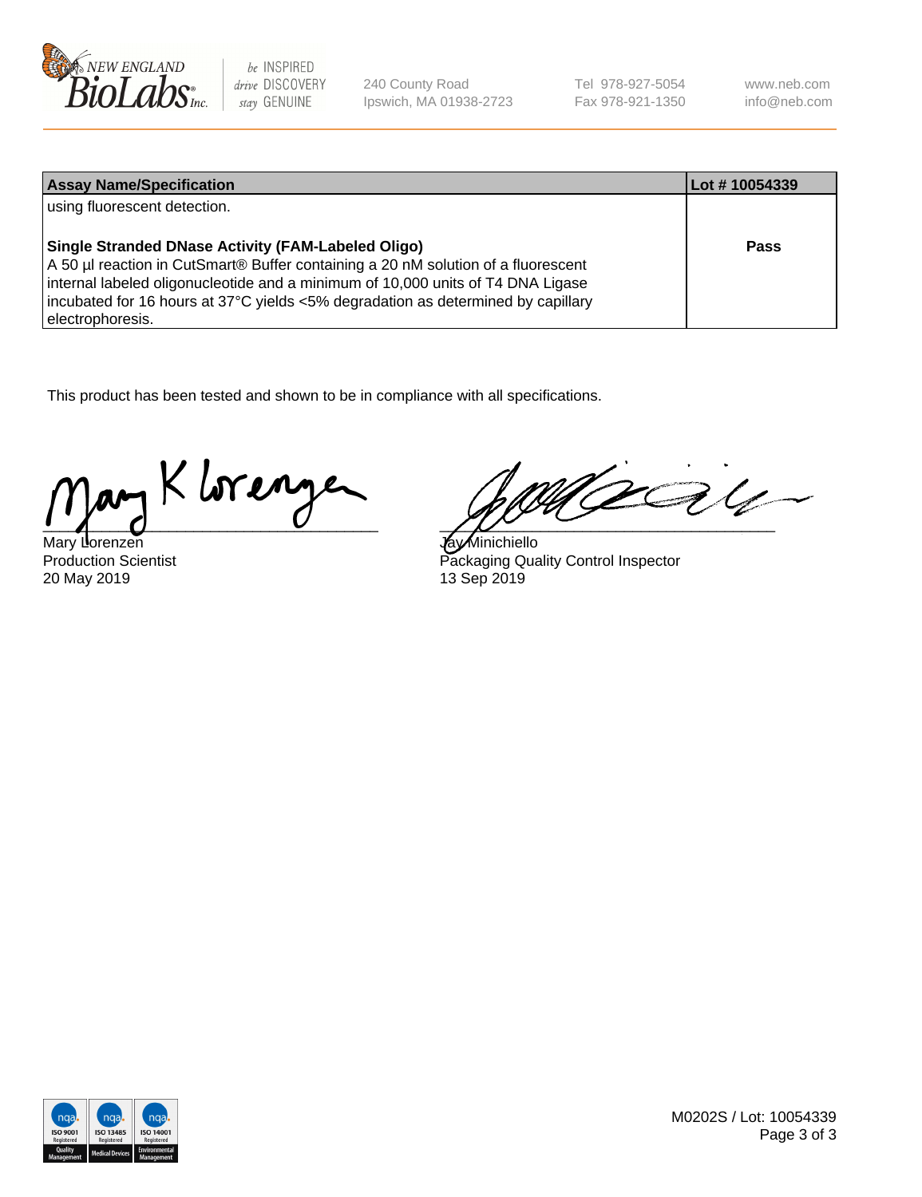| Assay Name/Specification | Lot # 10054339 |
| --- | --- |
| using fluorescent detection. | |
| **Single Stranded DNase Activity (FAM-Labeled Oligo)**<br>A 50 µl reaction in CutSmart® Buffer containing a 20 nM solution of a fluorescent internal labeled oligonucleotide and a minimum of 10,000 units of T4 DNA Ligase incubated for 16 hours at 37°C yields <5% degradation as determined by capillary electrophoresis. | **Pass** |

This product has been tested and shown to be in compliance with all specifications.

Mary Lorenzen
Production Scientist
20 May 2019

Jay Minichiello
Packaging Quality Control Inspector
13 Sep 2019

M0202S / Lot: 10054339